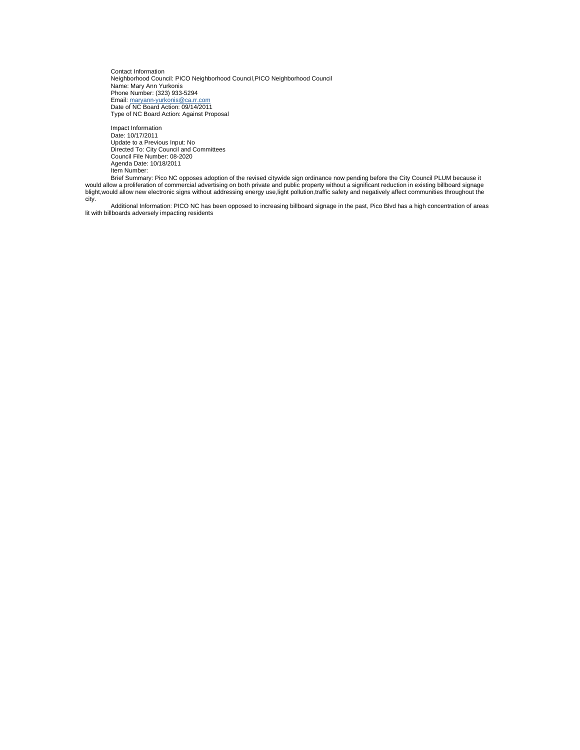Contact Information
Neighborhood Council: PICO Neighborhood Council,PICO Neighborhood Council
Name: Mary Ann Yurkonis
Phone Number: (323) 933-5294
Email: maryann-yurkonis@ca.rr.com
Date of NC Board Action: 09/14/2011
Type of NC Board Action: Against Proposal

Impact Information
Date: 10/17/2011
Update to a Previous Input: No
Directed To: City Council and Committees
Council File Number: 08-2020
Agenda Date: 10/18/2011
Item Number:

Brief Summary: Pico NC opposes adoption of the revised citywide sign ordinance now pending before the City Council PLUM because it would allow a proliferation of commercial advertising on both private and public property without a significant reduction in existing billboard signage blight,would allow new electronic signs without addressing energy use,light pollution,traffic safety and negatively affect communities throughout the city.

Additional Information: PICO NC has been opposed to increasing billboard signage in the past, Pico Blvd has a high concentration of areas lit with billboards adversely impacting residents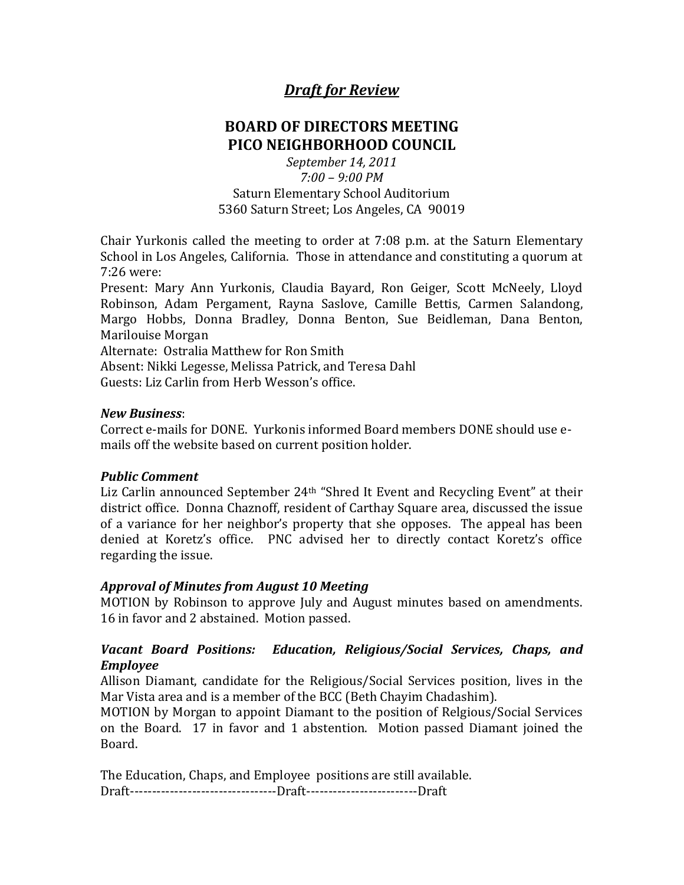***Draft for Review***

# BOARD OF DIRECTORS MEETING
# PICO NEIGHBORHOOD COUNCIL

*September 14, 2011*
*7:00 – 9:00 PM*
Saturn Elementary School Auditorium
5360 Saturn Street; Los Angeles, CA 90019

Chair Yurkonis called the meeting to order at 7:08 p.m. at the Saturn Elementary School in Los Angeles, California. Those in attendance and constituting a quorum at 7:26 were:
Present: Mary Ann Yurkonis, Claudia Bayard, Ron Geiger, Scott McNeely, Lloyd Robinson, Adam Pergament, Rayna Saslove, Camille Bettis, Carmen Salandong, Margo Hobbs, Donna Bradley, Donna Benton, Sue Beidleman, Dana Benton, Marilouise Morgan
Alternate: Ostralia Matthew for Ron Smith
Absent: Nikki Legesse, Melissa Patrick, and Teresa Dahl
Guests: Liz Carlin from Herb Wesson's office.

***New Business***:
Correct e-mails for DONE. Yurkonis informed Board members DONE should use e-mails off the website based on current position holder.

***Public Comment***
Liz Carlin announced September 24th "Shred It Event and Recycling Event" at their district office. Donna Chaznoff, resident of Carthay Square area, discussed the issue of a variance for her neighbor's property that she opposes. The appeal has been denied at Koretz's office. PNC advised her to directly contact Koretz's office regarding the issue.

***Approval of Minutes from August 10 Meeting***
MOTION by Robinson to approve July and August minutes based on amendments. 16 in favor and 2 abstained. Motion passed.

***Vacant Board Positions: Education, Religious/Social Services, Chaps, and Employee***
Allison Diamant, candidate for the Religious/Social Services position, lives in the Mar Vista area and is a member of the BCC (Beth Chayim Chadashim).
MOTION by Morgan to appoint Diamant to the position of Relgious/Social Services on the Board. 17 in favor and 1 abstention. Motion passed Diamant joined the Board.

The Education, Chaps, and Employee positions are still available.
Draft---------------------------------Draft-------------------------Draft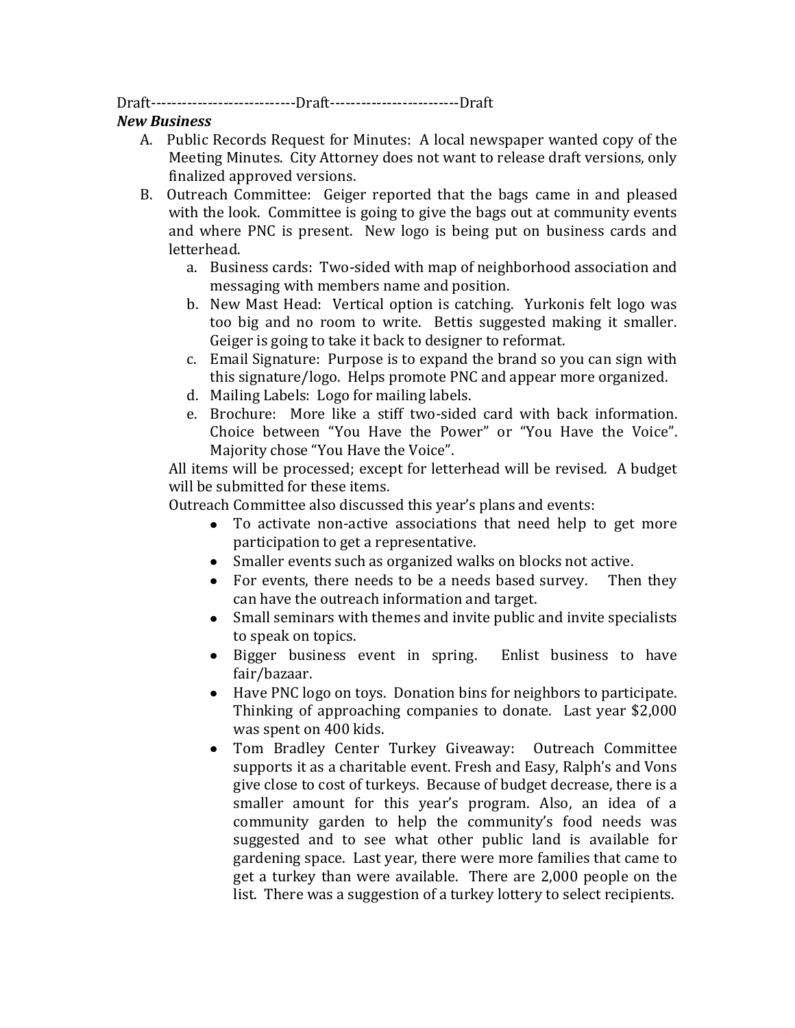Draft---------------------------Draft------------------------Draft

***New Business***

A. Public Records Request for Minutes: A local newspaper wanted copy of the Meeting Minutes. City Attorney does not want to release draft versions, only finalized approved versions.

B. Outreach Committee: Geiger reported that the bags came in and pleased with the look. Committee is going to give the bags out at community events and where PNC is present. New logo is being put on business cards and letterhead.

   a. Business cards: Two-sided with map of neighborhood association and messaging with members name and position.
   b. New Mast Head: Vertical option is catching. Yurkonis felt logo was too big and no room to write. Bettis suggested making it smaller. Geiger is going to take it back to designer to reformat.
   c. Email Signature: Purpose is to expand the brand so you can sign with this signature/logo. Helps promote PNC and appear more organized.
   d. Mailing Labels: Logo for mailing labels.
   e. Brochure: More like a stiff two-sided card with back information. Choice between "You Have the Power" or "You Have the Voice". Majority chose "You Have the Voice".

   All items will be processed; except for letterhead will be revised. A budget will be submitted for these items.

   Outreach Committee also discussed this year's plans and events:

   - To activate non-active associations that need help to get more participation to get a representative.
   - Smaller events such as organized walks on blocks not active.
   - For events, there needs to be a needs based survey. Then they can have the outreach information and target.
   - Small seminars with themes and invite public and invite specialists to speak on topics.
   - Bigger business event in spring. Enlist business to have fair/bazaar.
   - Have PNC logo on toys. Donation bins for neighbors to participate. Thinking of approaching companies to donate. Last year $2,000 was spent on 400 kids.
   - Tom Bradley Center Turkey Giveaway: Outreach Committee supports it as a charitable event. Fresh and Easy, Ralph's and Vons give close to cost of turkeys. Because of budget decrease, there is a smaller amount for this year's program. Also, an idea of a community garden to help the community's food needs was suggested and to see what other public land is available for gardening space. Last year, there were more families that came to get a turkey than were available. There are 2,000 people on the list. There was a suggestion of a turkey lottery to select recipients.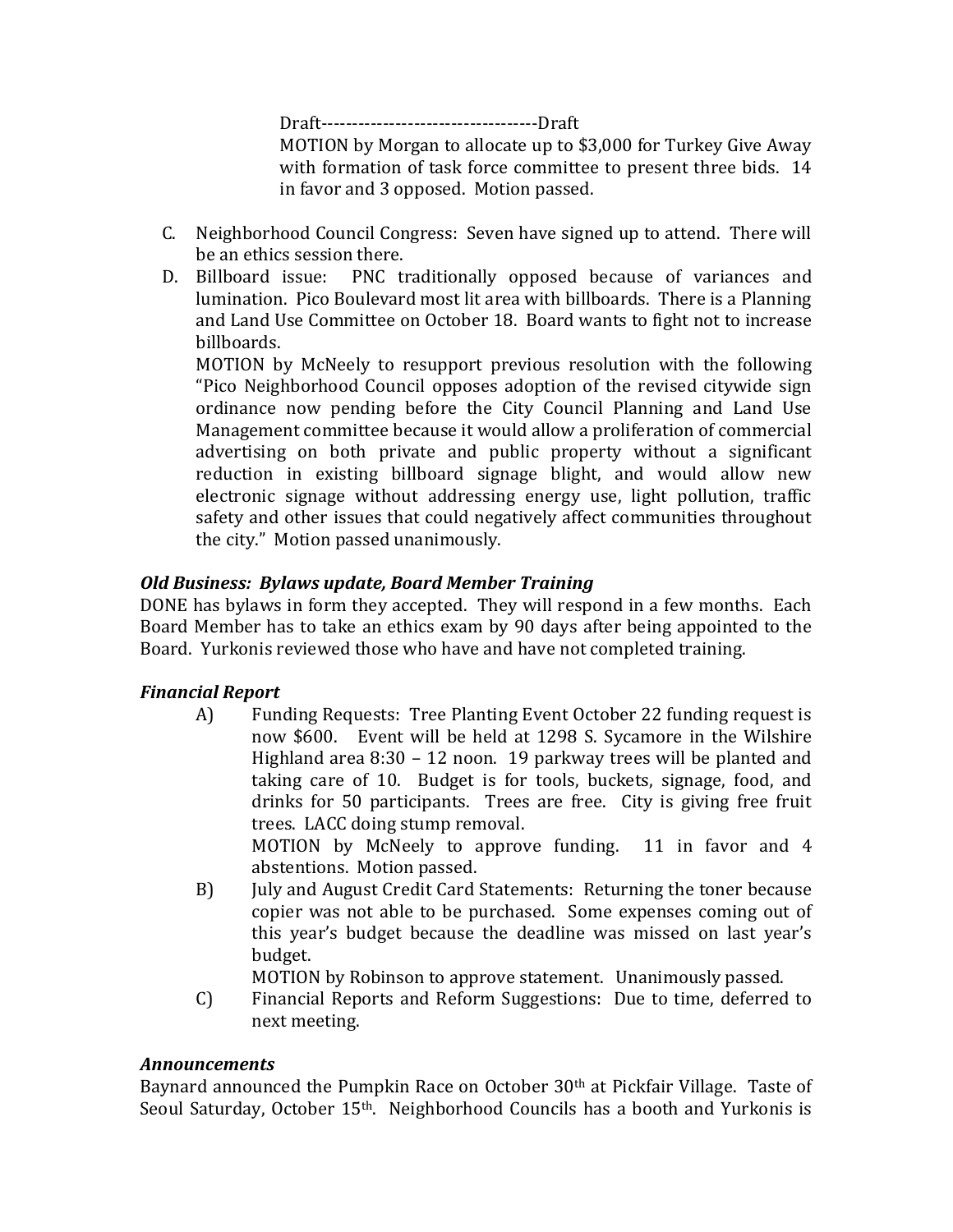Draft-----------------------------------Draft

MOTION by Morgan to allocate up to $3,000 for Turkey Give Away with formation of task force committee to present three bids. 14 in favor and 3 opposed. Motion passed.

C. Neighborhood Council Congress: Seven have signed up to attend. There will be an ethics session there.

D. Billboard issue: PNC traditionally opposed because of variances and lumination. Pico Boulevard most lit area with billboards. There is a Planning and Land Use Committee on October 18. Board wants to fight not to increase billboards.

MOTION by McNeely to resupport previous resolution with the following "Pico Neighborhood Council opposes adoption of the revised citywide sign ordinance now pending before the City Council Planning and Land Use Management committee because it would allow a proliferation of commercial advertising on both private and public property without a significant reduction in existing billboard signage blight, and would allow new electronic signage without addressing energy use, light pollution, traffic safety and other issues that could negatively affect communities throughout the city." Motion passed unanimously.

***Old Business: Bylaws update, Board Member Training***

DONE has bylaws in form they accepted. They will respond in a few months. Each Board Member has to take an ethics exam by 90 days after being appointed to the Board. Yurkonis reviewed those who have and have not completed training.

***Financial Report***

A) Funding Requests: Tree Planting Event October 22 funding request is now $600. Event will be held at 1298 S. Sycamore in the Wilshire Highland area 8:30 – 12 noon. 19 parkway trees will be planted and taking care of 10. Budget is for tools, buckets, signage, food, and drinks for 50 participants. Trees are free. City is giving free fruit trees. LACC doing stump removal.

MOTION by McNeely to approve funding. 11 in favor and 4 abstentions. Motion passed.

B) July and August Credit Card Statements: Returning the toner because copier was not able to be purchased. Some expenses coming out of this year's budget because the deadline was missed on last year's budget.

MOTION by Robinson to approve statement. Unanimously passed.

C) Financial Reports and Reform Suggestions: Due to time, deferred to next meeting.

***Announcements***

Baynard announced the Pumpkin Race on October 30th at Pickfair Village. Taste of Seoul Saturday, October 15th. Neighborhood Councils has a booth and Yurkonis is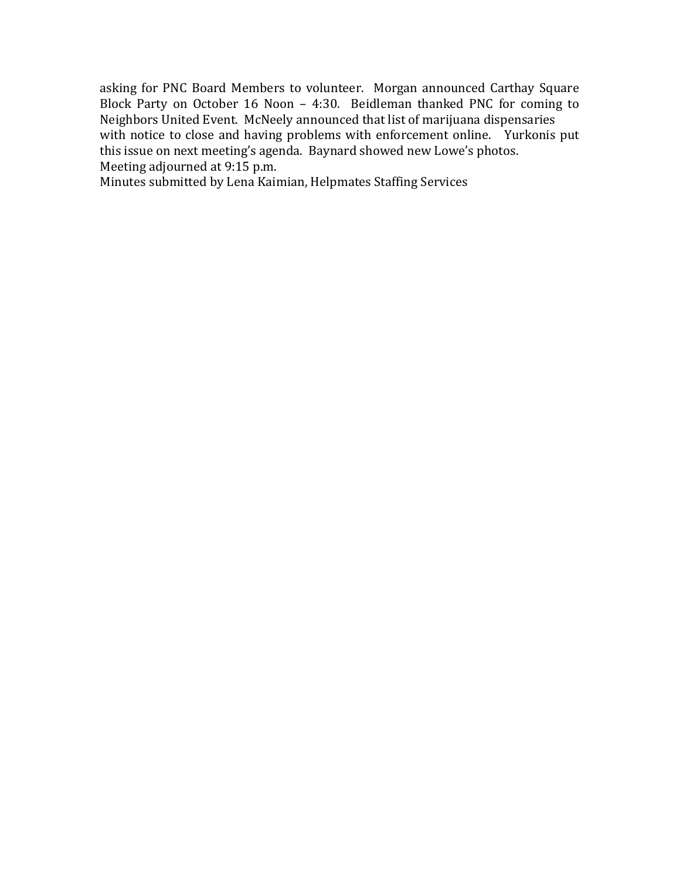asking for PNC Board Members to volunteer. Morgan announced Carthay Square Block Party on October 16 Noon – 4:30. Beidleman thanked PNC for coming to Neighbors United Event. McNeely announced that list of marijuana dispensaries with notice to close and having problems with enforcement online. Yurkonis put this issue on next meeting's agenda. Baynard showed new Lowe's photos.

Meeting adjourned at 9:15 p.m.

Minutes submitted by Lena Kaimian, Helpmates Staffing Services